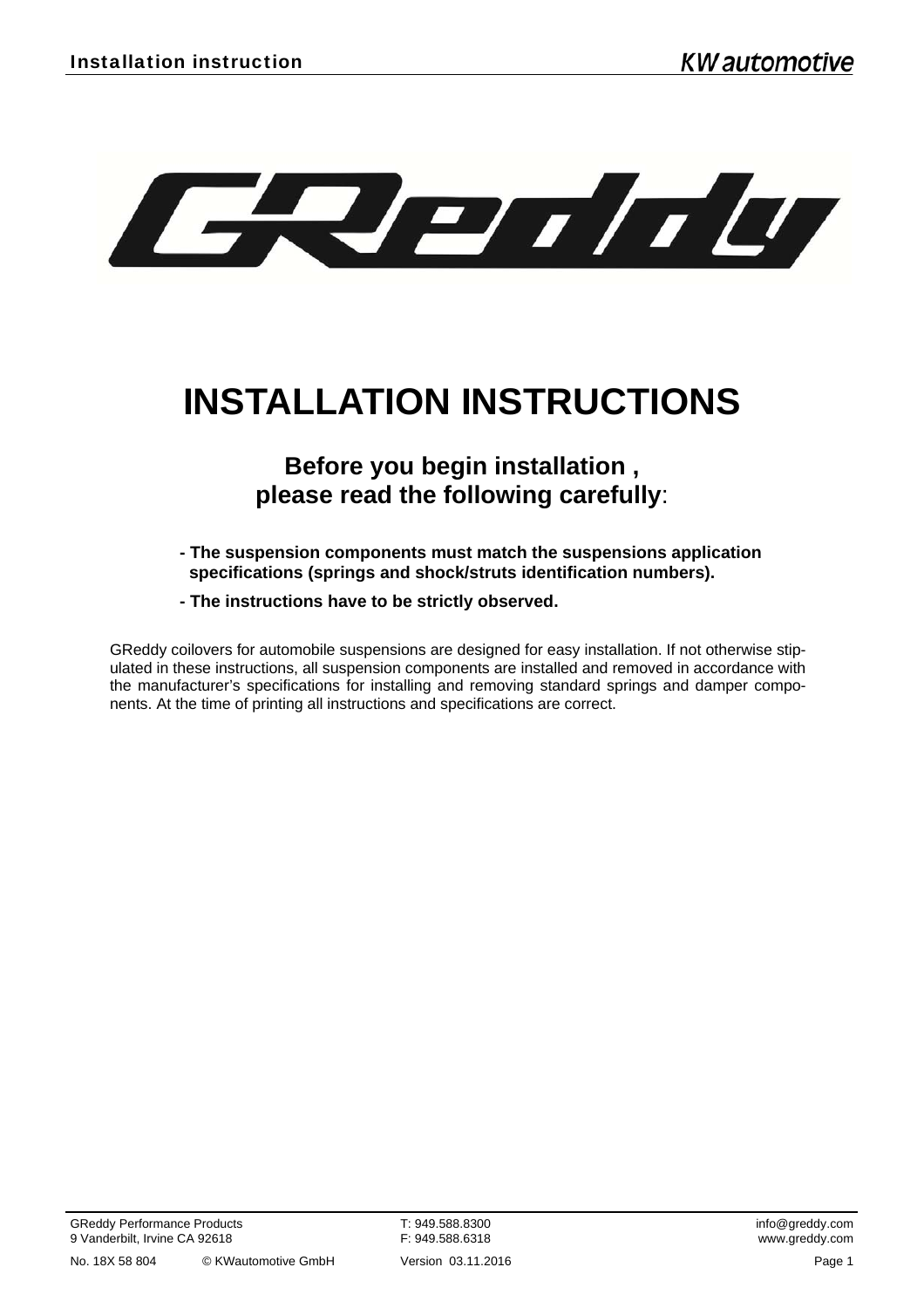# INSTALLATION INSTRUCTIONS

## Before you begin installation , please read the following carefully:

- **The suspension components must match the suspensions application specifications (springs and shock/struts identification numbers).**
- **The instructions have to be strictly observed.**

GReddy coilovers for automobile suspensions are designed for easy installation. If not otherwise stipulated in these instructions, all suspension components are installed and removed in accordance with the manufacturer's specifications for installing and removing standard springs and damper components. At the time of printing all instructions and specifications are correct.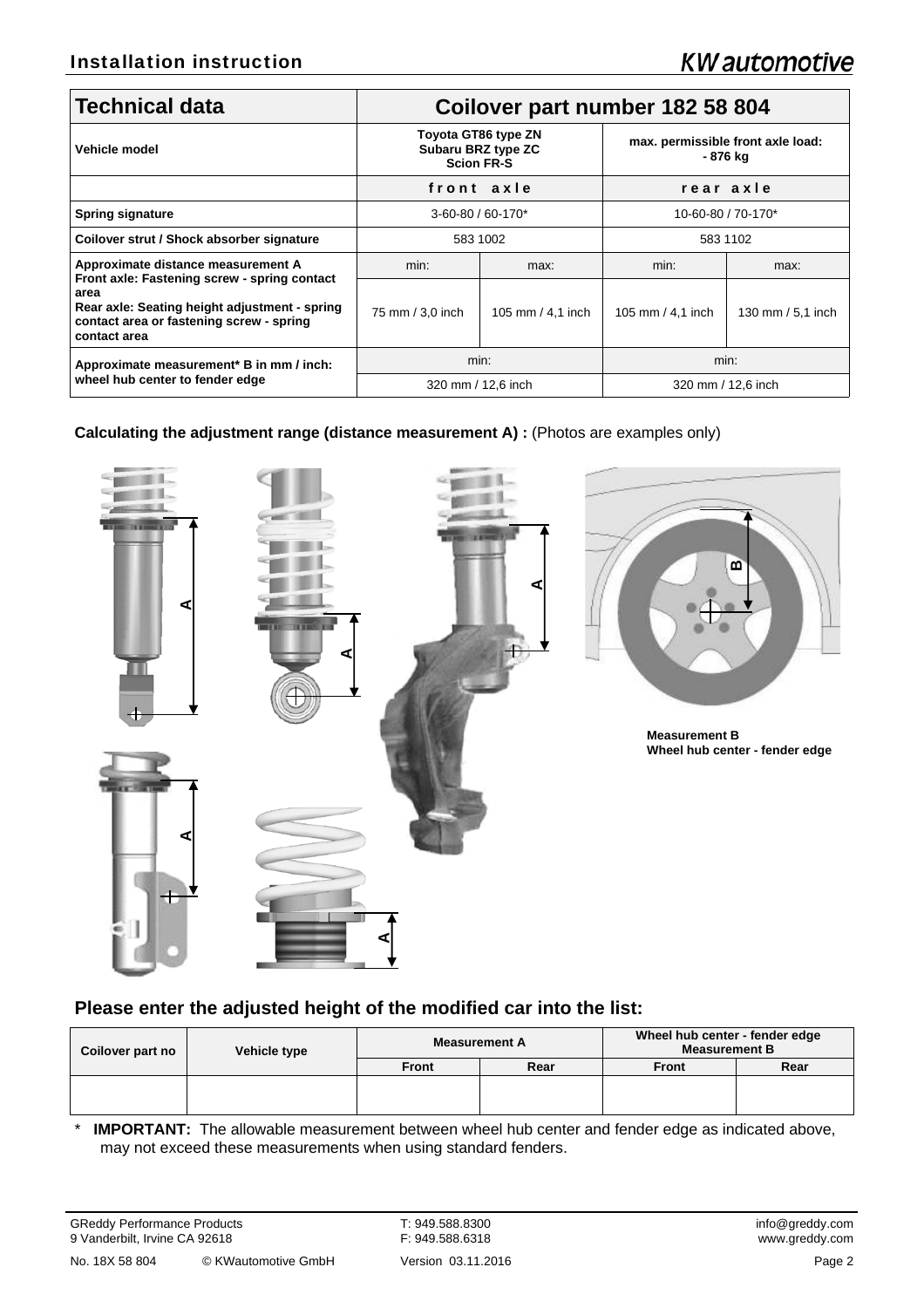## Installation instruction

| Technical data | Coilover part number 182 58 804 | | | |
|---|---|---|---|---|
| **Vehicle model** | Toyota GT86 type ZN<br>Subaru BRZ type ZC<br>Scion FR-S | | max. permissible front axle load:<br>- 876 kg | |
| | **front axle** | | **rear axle** | |
| **Spring signature** | 3-60-80 / 60-170* | | 10-60-80 / 70-170* | |
| **Coilover strut / Shock absorber signature** | 583 1002 | | 583 1102 | |
| **Approximate distance measurement A**<br>**Front axle: Fastening screw - spring contact area**<br>**Rear axle: Seating height adjustment - spring contact area or fastening screw - spring contact area** | min: | max: | min: | max: |
| | 75 mm / 3,0 inch | 105 mm / 4,1 inch | 105 mm / 4,1 inch | 130 mm / 5,1 inch |
| **Approximate measurement* B in mm / inch: wheel hub center to fender edge** | min: | | min: | |
| | 320 mm / 12,6 inch | | 320 mm / 12,6 inch | |

**Calculating the adjustment range (distance measurement A) :** (Photos are examples only)

**Measurement B**
**Wheel hub center - fender edge**

### Please enter the adjusted height of the modified car into the list:

| Coilover part no | Vehicle type | Measurement A | | Wheel hub center - fender edge Measurement B | |
|---|---|---|---|---|---|
| | | Front | Rear | Front | Rear |
| | | | | | |

\* **IMPORTANT:** The allowable measurement between wheel hub center and fender edge as indicated above, may not exceed these measurements when using standard fenders.

GReddy Performance Products
9 Vanderbilt, Irvine CA 92618
T: 949.588.8300
F: 949.588.6318
info@greddy.com
www.greddy.com

No. 18X 58 804 © KWautomotive GmbH Version 03.11.2016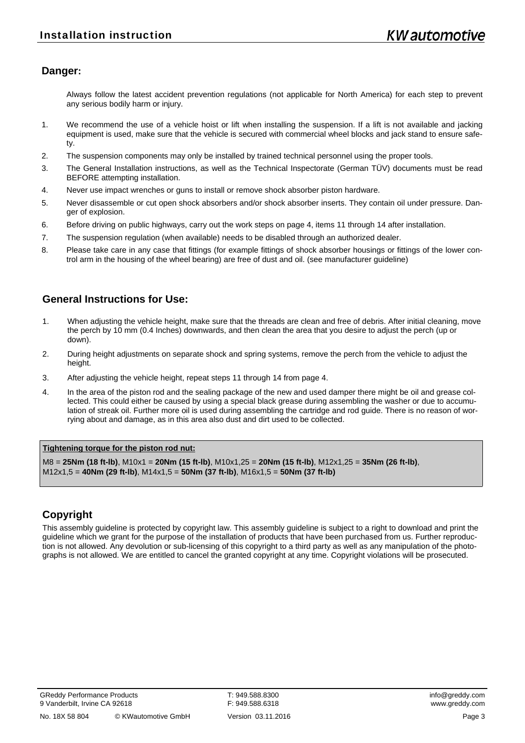## Danger:

Always follow the latest accident prevention regulations (not applicable for North America) for each step to prevent any serious bodily harm or injury.

1. We recommend the use of a vehicle hoist or lift when installing the suspension. If a lift is not available and jacking equipment is used, make sure that the vehicle is secured with commercial wheel blocks and jack stand to ensure safety.
2. The suspension components may only be installed by trained technical personnel using the proper tools.
3. The General Installation instructions, as well as the Technical Inspectorate (German TÜV) documents must be read BEFORE attempting installation.
4. Never use impact wrenches or guns to install or remove shock absorber piston hardware.
5. Never disassemble or cut open shock absorbers and/or shock absorber inserts. They contain oil under pressure. Danger of explosion.
6. Before driving on public highways, carry out the work steps on page 4, items 11 through 14 after installation.
7. The suspension regulation (when available) needs to be disabled through an authorized dealer.
8. Please take care in any case that fittings (for example fittings of shock absorber housings or fittings of the lower control arm in the housing of the wheel bearing) are free of dust and oil. (see manufacturer guideline)

## General Instructions for Use:

1. When adjusting the vehicle height, make sure that the threads are clean and free of debris. After initial cleaning, move the perch by 10 mm (0.4 Inches) downwards, and then clean the area that you desire to adjust the perch (up or down).
2. During height adjustments on separate shock and spring systems, remove the perch from the vehicle to adjust the height.
3. After adjusting the vehicle height, repeat steps 11 through 14 from page 4.
4. In the area of the piston rod and the sealing package of the new and used damper there might be oil and grease collected. This could either be caused by using a special black grease during assembling the washer or due to accumulation of streak oil. Further more oil is used during assembling the cartridge and rod guide. There is no reason of worrying about and damage, as in this area also dust and dirt used to be collected.

**Tightening torque for the piston rod nut:**

M8 = **25Nm (18 ft-lb)**, M10x1 = **20Nm (15 ft-lb)**, M10x1,25 = **20Nm (15 ft-lb)**, M12x1,25 = **35Nm (26 ft-lb)**, M12x1,5 = **40Nm (29 ft-lb)**, M14x1,5 = **50Nm (37 ft-lb)**, M16x1,5 = **50Nm (37 ft-lb)**

## Copyright

This assembly guideline is protected by copyright law. This assembly guideline is subject to a right to download and print the guideline which we grant for the purpose of the installation of products that have been purchased from us. Further reproduction is not allowed. Any devolution or sub-licensing of this copyright to a third party as well as any manipulation of the photographs is not allowed. We are entitled to cancel the granted copyright at any time. Copyright violations will be prosecuted.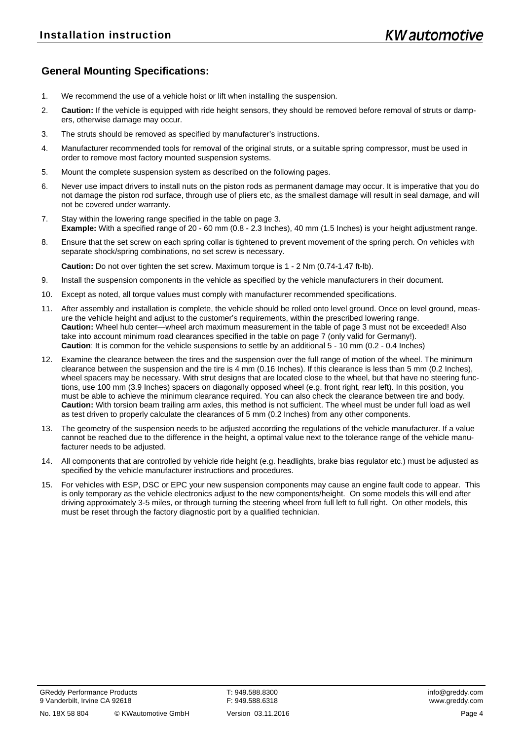## General Mounting Specifications:

1. We recommend the use of a vehicle hoist or lift when installing the suspension.
2. **Caution:** If the vehicle is equipped with ride height sensors, they should be removed before removal of struts or dampers, otherwise damage may occur.
3. The struts should be removed as specified by manufacturer's instructions.
4. Manufacturer recommended tools for removal of the original struts, or a suitable spring compressor, must be used in order to remove most factory mounted suspension systems.
5. Mount the complete suspension system as described on the following pages.
6. Never use impact drivers to install nuts on the piston rods as permanent damage may occur. It is imperative that you do not damage the piston rod surface, through use of pliers etc, as the smallest damage will result in seal damage, and will not be covered under warranty.
7. Stay within the lowering range specified in the table on page 3.
   **Example:** With a specified range of 20 - 60 mm (0.8 - 2.3 Inches), 40 mm (1.5 Inches) is your height adjustment range.
8. Ensure that the set screw on each spring collar is tightened to prevent movement of the spring perch. On vehicles with separate shock/spring combinations, no set screw is necessary.

   **Caution:** Do not over tighten the set screw. Maximum torque is 1 - 2 Nm (0.74-1.47 ft-lb).
9. Install the suspension components in the vehicle as specified by the vehicle manufacturers in their document.
10. Except as noted, all torque values must comply with manufacturer recommended specifications.
11. After assembly and installation is complete, the vehicle should be rolled onto level ground. Once on level ground, measure the vehicle height and adjust to the customer's requirements, within the prescribed lowering range.
    **Caution:** Wheel hub center—wheel arch maximum measurement in the table of page 3 must not be exceeded! Also take into account minimum road clearances specified in the table on page 7 (only valid for Germany!).
    **Caution**: It is common for the vehicle suspensions to settle by an additional 5 - 10 mm (0.2 - 0.4 Inches)
12. Examine the clearance between the tires and the suspension over the full range of motion of the wheel. The minimum clearance between the suspension and the tire is 4 mm (0.16 Inches). If this clearance is less than 5 mm (0.2 Inches), wheel spacers may be necessary. With strut designs that are located close to the wheel, but that have no steering functions, use 100 mm (3.9 Inches) spacers on diagonally opposed wheel (e.g. front right, rear left). In this position, you must be able to achieve the minimum clearance required. You can also check the clearance between tire and body.
    **Caution:** With torsion beam trailing arm axles, this method is not sufficient. The wheel must be under full load as well as test driven to properly calculate the clearances of 5 mm (0.2 Inches) from any other components.
13. The geometry of the suspension needs to be adjusted according the regulations of the vehicle manufacturer. If a value cannot be reached due to the difference in the height, a optimal value next to the tolerance range of the vehicle manufacturer needs to be adjusted.
14. All components that are controlled by vehicle ride height (e.g. headlights, brake bias regulator etc.) must be adjusted as specified by the vehicle manufacturer instructions and procedures.
15. For vehicles with ESP, DSC or EPC your new suspension components may cause an engine fault code to appear. This is only temporary as the vehicle electronics adjust to the new components/height. On some models this will end after driving approximately 3-5 miles, or through turning the steering wheel from full left to full right. On other models, this must be reset through the factory diagnostic port by a qualified technician.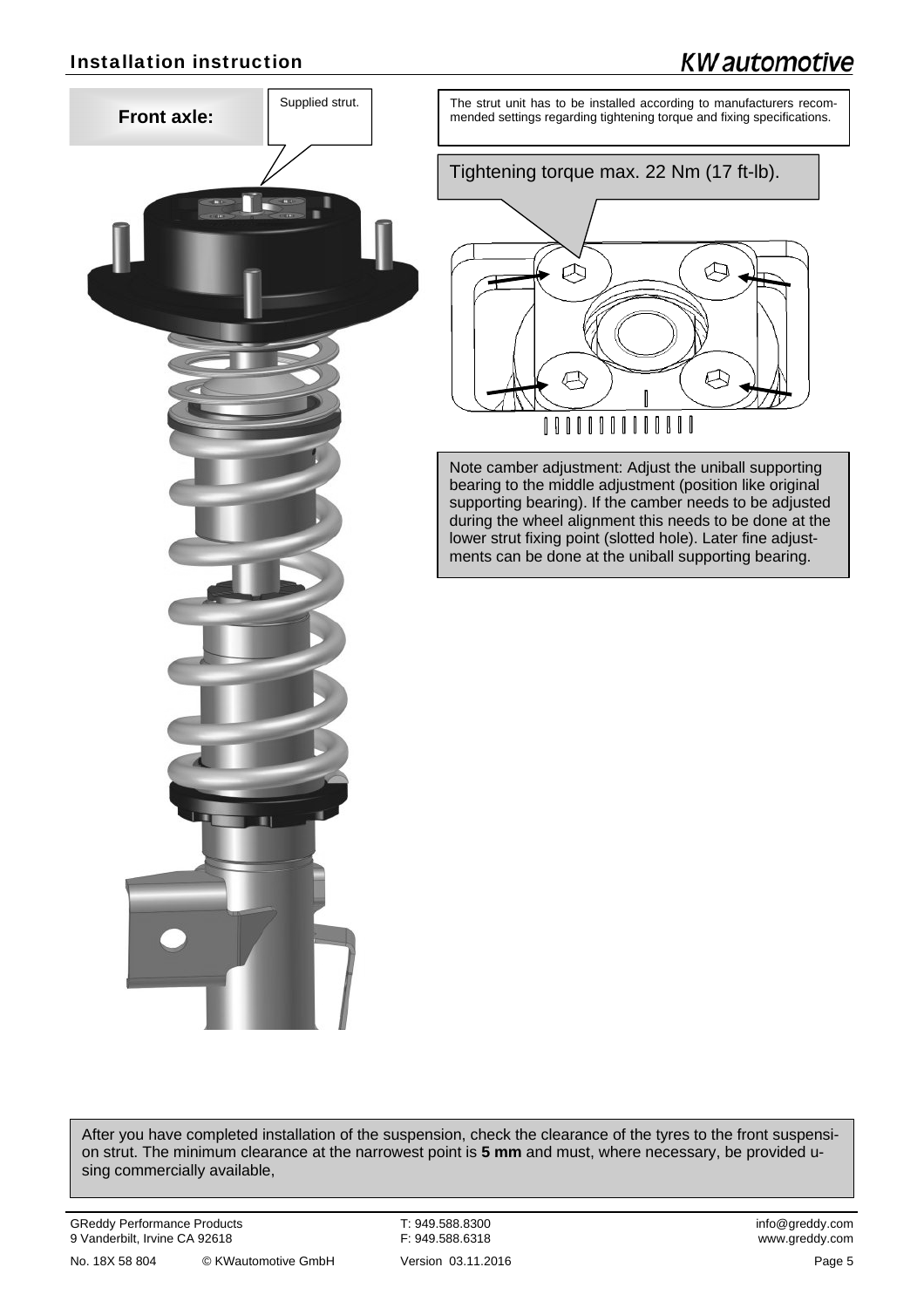**Front axle:**

Supplied strut.

The strut unit has to be installed according to manufacturers recommended settings regarding tightening torque and fixing specifications.

Tightening torque max. 22 Nm (17 ft-lb).

Note camber adjustment: Adjust the uniball supporting bearing to the middle adjustment (position like original supporting bearing). If the camber needs to be adjusted during the wheel alignment this needs to be done at the lower strut fixing point (slotted hole). Later fine adjustments can be done at the uniball supporting bearing.

After you have completed installation of the suspension, check the clearance of the tyres to the front suspension strut. The minimum clearance at the narrowest point is **5 mm** and must, where necessary, be provided using commercially available,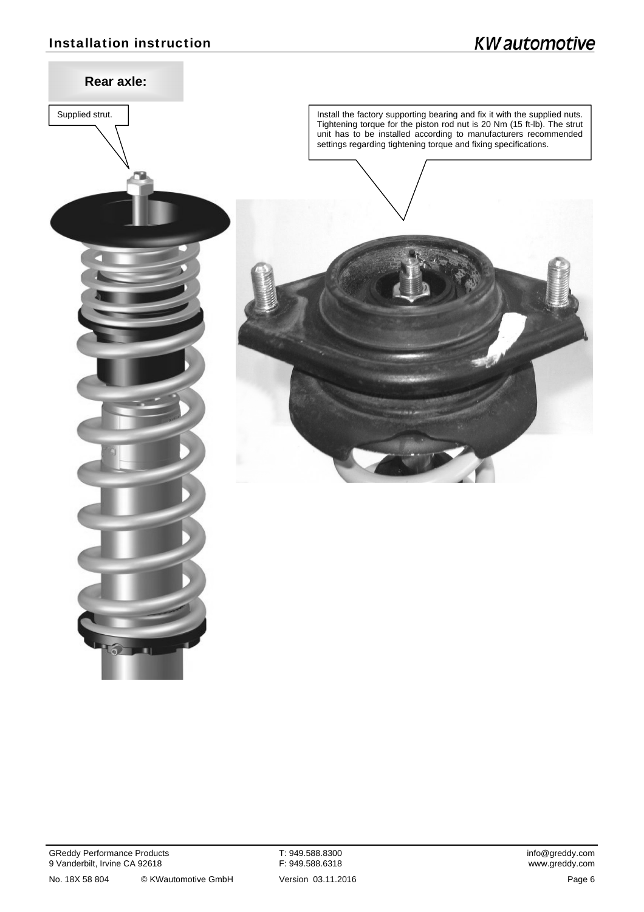## Rear axle:

Supplied strut.

Install the factory supporting bearing and fix it with the supplied nuts. Tightening torque for the piston rod nut is 20 Nm (15 ft-lb). The strut unit has to be installed according to manufacturers recommended settings regarding tightening torque and fixing specifications.